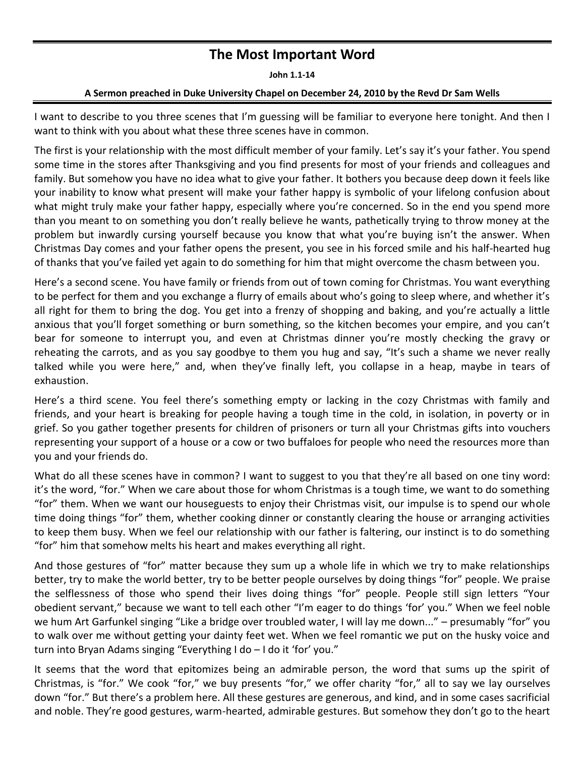# The Most Important Word

**John 1.1-14**

**A Sermon preached in Duke University Chapel on December 24, 2010 by the Revd Dr Sam Wells**

I want to describe to you three scenes that I'm guessing will be familiar to everyone here tonight. And then I want to think with you about what these three scenes have in common.

The first is your relationship with the most difficult member of your family. Let's say it's your father. You spend some time in the stores after Thanksgiving and you find presents for most of your friends and colleagues and family. But somehow you have no idea what to give your father. It bothers you because deep down it feels like your inability to know what present will make your father happy is symbolic of your lifelong confusion about what might truly make your father happy, especially where you're concerned. So in the end you spend more than you meant to on something you don't really believe he wants, pathetically trying to throw money at the problem but inwardly cursing yourself because you know that what you're buying isn't the answer. When Christmas Day comes and your father opens the present, you see in his forced smile and his half-hearted hug of thanks that you've failed yet again to do something for him that might overcome the chasm between you.

Here's a second scene. You have family or friends from out of town coming for Christmas. You want everything to be perfect for them and you exchange a flurry of emails about who's going to sleep where, and whether it's all right for them to bring the dog. You get into a frenzy of shopping and baking, and you're actually a little anxious that you'll forget something or burn something, so the kitchen becomes your empire, and you can't bear for someone to interrupt you, and even at Christmas dinner you're mostly checking the gravy or reheating the carrots, and as you say goodbye to them you hug and say, "It's such a shame we never really talked while you were here," and, when they've finally left, you collapse in a heap, maybe in tears of exhaustion.

Here's a third scene. You feel there's something empty or lacking in the cozy Christmas with family and friends, and your heart is breaking for people having a tough time in the cold, in isolation, in poverty or in grief. So you gather together presents for children of prisoners or turn all your Christmas gifts into vouchers representing your support of a house or a cow or two buffaloes for people who need the resources more than you and your friends do.

What do all these scenes have in common? I want to suggest to you that they're all based on one tiny word: it's the word, "for." When we care about those for whom Christmas is a tough time, we want to do something "for" them. When we want our houseguests to enjoy their Christmas visit, our impulse is to spend our whole time doing things "for" them, whether cooking dinner or constantly clearing the house or arranging activities to keep them busy. When we feel our relationship with our father is faltering, our instinct is to do something "for" him that somehow melts his heart and makes everything all right.

And those gestures of "for" matter because they sum up a whole life in which we try to make relationships better, try to make the world better, try to be better people ourselves by doing things "for" people. We praise the selflessness of those who spend their lives doing things "for" people. People still sign letters "Your obedient servant," because we want to tell each other "I'm eager to do things 'for' you." When we feel noble we hum Art Garfunkel singing "Like a bridge over troubled water, I will lay me down..." – presumably "for" you to walk over me without getting your dainty feet wet. When we feel romantic we put on the husky voice and turn into Bryan Adams singing "Everything I do – I do it 'for' you."

It seems that the word that epitomizes being an admirable person, the word that sums up the spirit of Christmas, is "for." We cook "for," we buy presents "for," we offer charity "for," all to say we lay ourselves down "for." But there's a problem here. All these gestures are generous, and kind, and in some cases sacrificial and noble. They're good gestures, warm-hearted, admirable gestures. But somehow they don't go to the heart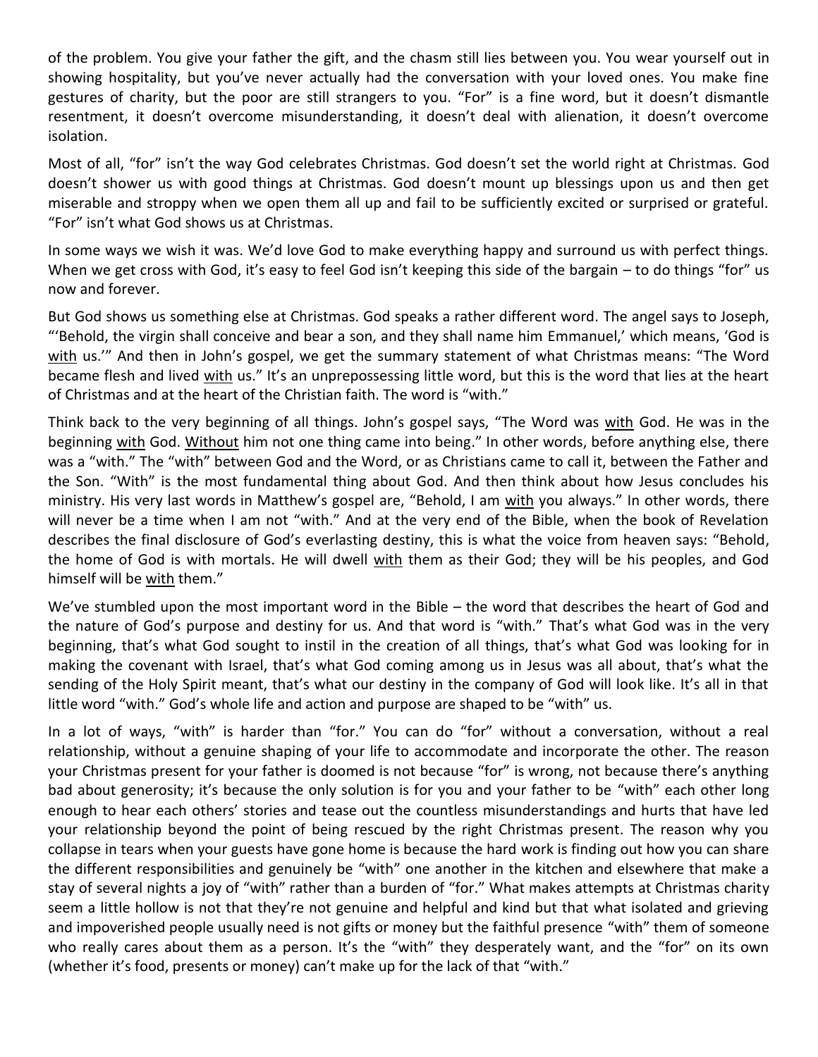of the problem. You give your father the gift, and the chasm still lies between you. You wear yourself out in showing hospitality, but you've never actually had the conversation with your loved ones. You make fine gestures of charity, but the poor are still strangers to you. "For" is a fine word, but it doesn't dismantle resentment, it doesn't overcome misunderstanding, it doesn't deal with alienation, it doesn't overcome isolation.

Most of all, "for" isn't the way God celebrates Christmas. God doesn't set the world right at Christmas. God doesn't shower us with good things at Christmas. God doesn't mount up blessings upon us and then get miserable and stroppy when we open them all up and fail to be sufficiently excited or surprised or grateful. "For" isn't what God shows us at Christmas.

In some ways we wish it was. We'd love God to make everything happy and surround us with perfect things. When we get cross with God, it's easy to feel God isn't keeping this side of the bargain – to do things "for" us now and forever.

But God shows us something else at Christmas. God speaks a rather different word. The angel says to Joseph, "'Behold, the virgin shall conceive and bear a son, and they shall name him Emmanuel,' which means, 'God is <u>with</u> us.'" And then in John's gospel, we get the summary statement of what Christmas means: "The Word became flesh and lived <u>with</u> us." It's an unprepossessing little word, but this is the word that lies at the heart of Christmas and at the heart of the Christian faith. The word is "with."

Think back to the very beginning of all things. John's gospel says, "The Word was <u>with</u> God. He was in the beginning <u>with</u> God. <u>Without</u> him not one thing came into being." In other words, before anything else, there was a "with." The "with" between God and the Word, or as Christians came to call it, between the Father and the Son. "With" is the most fundamental thing about God. And then think about how Jesus concludes his ministry. His very last words in Matthew's gospel are, "Behold, I am <u>with</u> you always." In other words, there will never be a time when I am not "with." And at the very end of the Bible, when the book of Revelation describes the final disclosure of God's everlasting destiny, this is what the voice from heaven says: "Behold, the home of God is with mortals. He will dwell <u>with</u> them as their God; they will be his peoples, and God himself will be <u>with</u> them."

We've stumbled upon the most important word in the Bible – the word that describes the heart of God and the nature of God's purpose and destiny for us. And that word is "with." That's what God was in the very beginning, that's what God sought to instil in the creation of all things, that's what God was looking for in making the covenant with Israel, that's what God coming among us in Jesus was all about, that's what the sending of the Holy Spirit meant, that's what our destiny in the company of God will look like. It's all in that little word "with." God's whole life and action and purpose are shaped to be "with" us.

In a lot of ways, "with" is harder than "for." You can do "for" without a conversation, without a real relationship, without a genuine shaping of your life to accommodate and incorporate the other. The reason your Christmas present for your father is doomed is not because "for" is wrong, not because there's anything bad about generosity; it's because the only solution is for you and your father to be "with" each other long enough to hear each others' stories and tease out the countless misunderstandings and hurts that have led your relationship beyond the point of being rescued by the right Christmas present. The reason why you collapse in tears when your guests have gone home is because the hard work is finding out how you can share the different responsibilities and genuinely be "with" one another in the kitchen and elsewhere that make a stay of several nights a joy of "with" rather than a burden of "for." What makes attempts at Christmas charity seem a little hollow is not that they're not genuine and helpful and kind but that what isolated and grieving and impoverished people usually need is not gifts or money but the faithful presence "with" them of someone who really cares about them as a person. It's the "with" they desperately want, and the "for" on its own (whether it's food, presents or money) can't make up for the lack of that "with."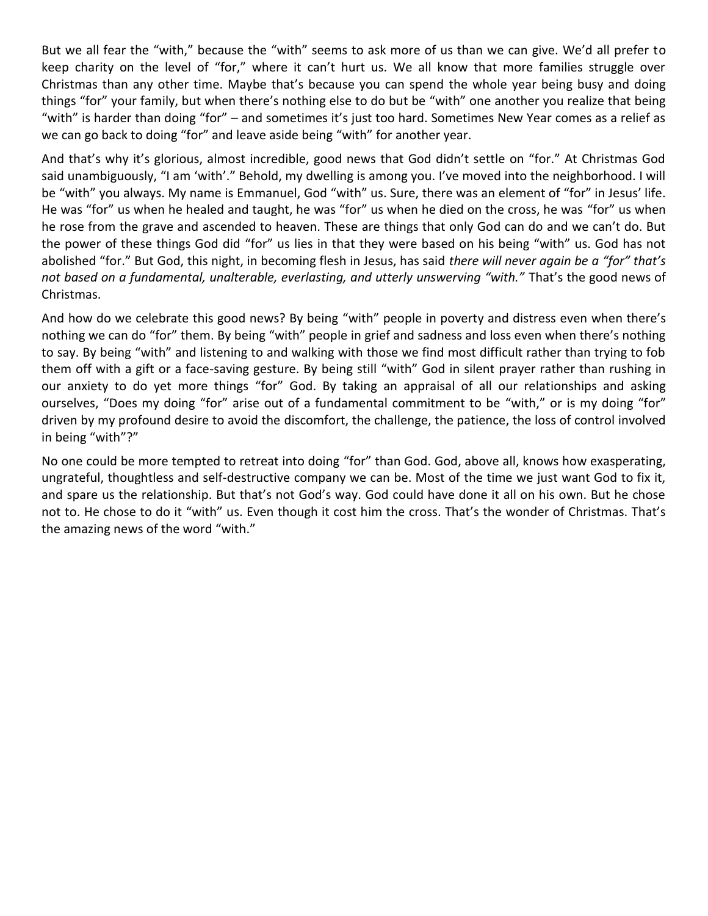But we all fear the "with," because the "with" seems to ask more of us than we can give. We'd all prefer to keep charity on the level of "for," where it can't hurt us. We all know that more families struggle over Christmas than any other time. Maybe that's because you can spend the whole year being busy and doing things "for" your family, but when there's nothing else to do but be "with" one another you realize that being "with" is harder than doing "for" – and sometimes it's just too hard. Sometimes New Year comes as a relief as we can go back to doing "for" and leave aside being "with" for another year.

And that's why it's glorious, almost incredible, good news that God didn't settle on "for." At Christmas God said unambiguously, "I am 'with'." Behold, my dwelling is among you. I've moved into the neighborhood. I will be "with" you always. My name is Emmanuel, God "with" us. Sure, there was an element of "for" in Jesus' life. He was "for" us when he healed and taught, he was "for" us when he died on the cross, he was "for" us when he rose from the grave and ascended to heaven. These are things that only God can do and we can't do. But the power of these things God did "for" us lies in that they were based on his being "with" us. God has not abolished "for." But God, this night, in becoming flesh in Jesus, has said *there will never again be a "for" that's not based on a fundamental, unalterable, everlasting, and utterly unswerving "with."* That's the good news of Christmas.

And how do we celebrate this good news? By being "with" people in poverty and distress even when there's nothing we can do "for" them. By being "with" people in grief and sadness and loss even when there's nothing to say. By being "with" and listening to and walking with those we find most difficult rather than trying to fob them off with a gift or a face-saving gesture. By being still "with" God in silent prayer rather than rushing in our anxiety to do yet more things "for" God. By taking an appraisal of all our relationships and asking ourselves, "Does my doing "for" arise out of a fundamental commitment to be "with," or is my doing "for" driven by my profound desire to avoid the discomfort, the challenge, the patience, the loss of control involved in being "with"?"

No one could be more tempted to retreat into doing "for" than God. God, above all, knows how exasperating, ungrateful, thoughtless and self-destructive company we can be. Most of the time we just want God to fix it, and spare us the relationship. But that's not God's way. God could have done it all on his own. But he chose not to. He chose to do it "with" us. Even though it cost him the cross. That's the wonder of Christmas. That's the amazing news of the word "with."